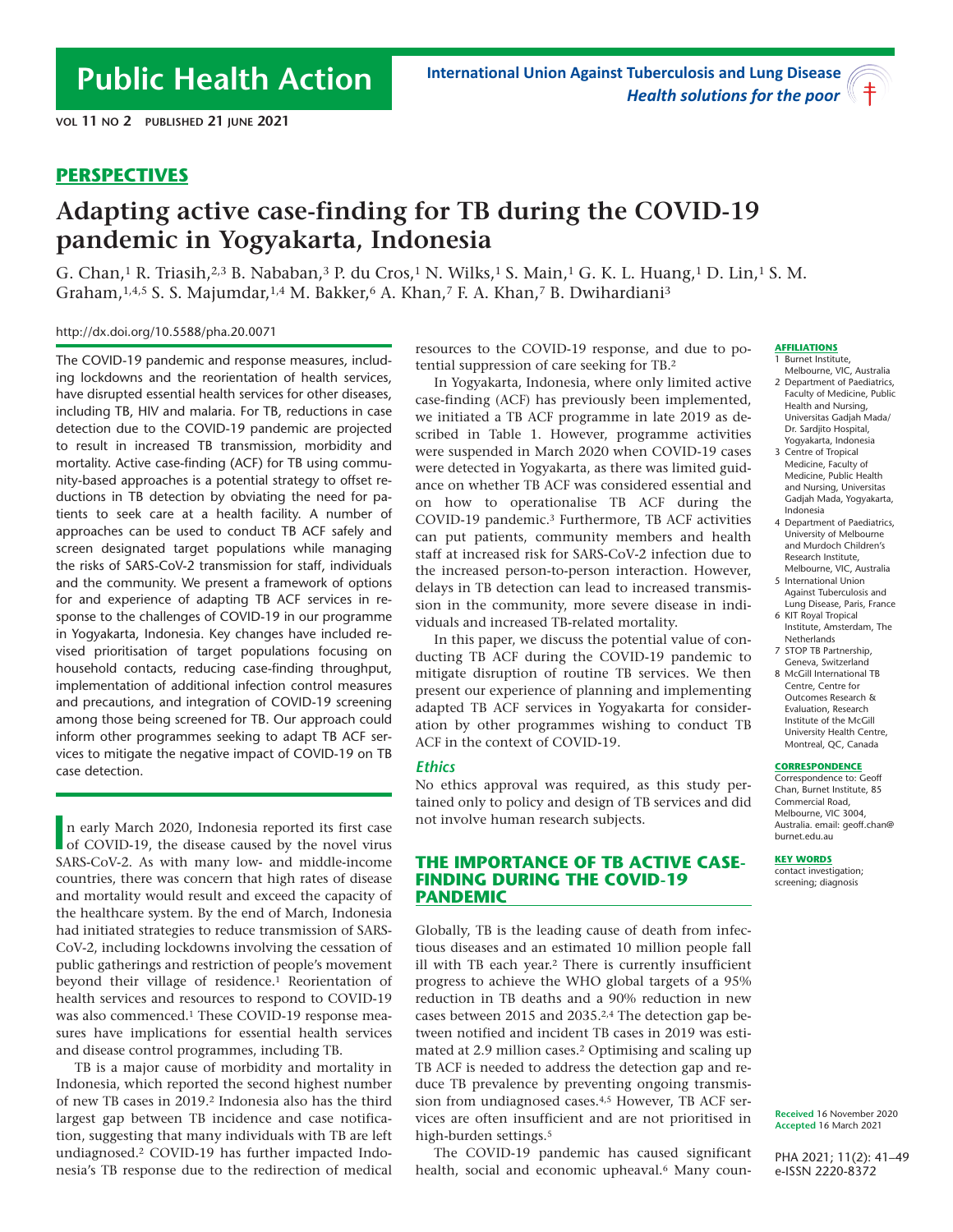## PERSPECTIVES

# Adapting active case-finding for TB during the COVID-19 pandemic in Yogyakarta, Indonesia

G. Chan,[1] R. Triasih,[2,3] B. Nababan,[3] P. du Cros,[1] N. Wilks,[1] S. Main,[1] G. K. L. Huang,[1] D. Lin,[1] S. M. Graham,[1,4,5] S. S. Majumdar,[1,4] M. Bakker,[6] A. Khan,[7] F. A. Khan,[7] B. Dwihardiani[3]

http://dx.doi.org/10.5588/pha.20.0071

The COVID-19 pandemic and response measures, including lockdowns and the reorientation of health services, have disrupted essential health services for other diseases, including TB, HIV and malaria. For TB, reductions in case detection due to the COVID-19 pandemic are projected to result in increased TB transmission, morbidity and mortality. Active case-finding (ACF) for TB using community-based approaches is a potential strategy to offset reductions in TB detection by obviating the need for patients to seek care at a health facility. A number of approaches can be used to conduct TB ACF safely and screen designated target populations while managing the risks of SARS-CoV-2 transmission for staff, individuals and the community. We present a framework of options for and experience of adapting TB ACF services in response to the challenges of COVID-19 in our programme in Yogyakarta, Indonesia. Key changes have included revised prioritisation of target populations focusing on household contacts, reducing case-finding throughput, implementation of additional infection control measures and precautions, and integration of COVID-19 screening among those being screened for TB. Our approach could inform other programmes seeking to adapt TB ACF services to mitigate the negative impact of COVID-19 on TB case detection.

In early March 2020, Indonesia reported its first case of COVID-19, the disease caused by the novel virus SARS-CoV-2. As with many low- and middle-income countries, there was concern that high rates of disease and mortality would result and exceed the capacity of the healthcare system. By the end of March, Indonesia had initiated strategies to reduce transmission of SARS-CoV-2, including lockdowns involving the cessation of public gatherings and restriction of people's movement beyond their village of residence.[1] Reorientation of health services and resources to respond to COVID-19 was also commenced.[1] These COVID-19 response measures have implications for essential health services and disease control programmes, including TB.

TB is a major cause of morbidity and mortality in Indonesia, which reported the second highest number of new TB cases in 2019.[2] Indonesia also has the third largest gap between TB incidence and case notification, suggesting that many individuals with TB are left undiagnosed.[2] COVID-19 has further impacted Indonesia's TB response due to the redirection of medical resources to the COVID-19 response, and due to potential suppression of care seeking for TB.[2]

In Yogyakarta, Indonesia, where only limited active case-finding (ACF) has previously been implemented, we initiated a TB ACF programme in late 2019 as described in Table 1. However, programme activities were suspended in March 2020 when COVID-19 cases were detected in Yogyakarta, as there was limited guidance on whether TB ACF was considered essential and on how to operationalise TB ACF during the COVID-19 pandemic.[3] Furthermore, TB ACF activities can put patients, community members and health staff at increased risk for SARS-CoV-2 infection due to the increased person-to-person interaction. However, delays in TB detection can lead to increased transmission in the community, more severe disease in individuals and increased TB-related mortality.

In this paper, we discuss the potential value of conducting TB ACF during the COVID-19 pandemic to mitigate disruption of routine TB services. We then present our experience of planning and implementing adapted TB ACF services in Yogyakarta for consideration by other programmes wishing to conduct TB ACF in the context of COVID-19.

### *Ethics*

No ethics approval was required, as this study pertained only to policy and design of TB services and did not involve human research subjects.

## THE IMPORTANCE OF TB ACTIVE CASE-FINDING DURING THE COVID-19 PANDEMIC

Globally, TB is the leading cause of death from infectious diseases and an estimated 10 million people fall ill with TB each year.[2] There is currently insufficient progress to achieve the WHO global targets of a 95% reduction in TB deaths and a 90% reduction in new cases between 2015 and 2035.[2,4] The detection gap between notified and incident TB cases in 2019 was estimated at 2.9 million cases.[2] Optimising and scaling up TB ACF is needed to address the detection gap and reduce TB prevalence by preventing ongoing transmission from undiagnosed cases.[4,5] However, TB ACF services are often insufficient and are not prioritised in high-burden settings.[5]

The COVID-19 pandemic has caused significant health, social and economic upheaval.[6] Many coun-

**AFFILIATIONS**

1 Burnet Institute, Melbourne, VIC, Australia
2 Department of Paediatrics, Faculty of Medicine, Public Health and Nursing, Universitas Gadjah Mada/Dr. Sardjito Hospital, Yogyakarta, Indonesia
3 Centre of Tropical Medicine, Faculty of Medicine, Public Health and Nursing, Universitas Gadjah Mada, Yogyakarta, Indonesia
4 Department of Paediatrics, University of Melbourne and Murdoch Children's Research Institute, Melbourne, VIC, Australia
5 International Union Against Tuberculosis and Lung Disease, Paris, France
6 KIT Royal Tropical Institute, Amsterdam, The Netherlands
7 STOP TB Partnership, Geneva, Switzerland
8 McGill International TB Centre, Centre for Outcomes Research & Evaluation, Research Institute of the McGill University Health Centre, Montreal, QC, Canada

**CORRESPONDENCE**

Correspondence to: Geoff Chan, Burnet Institute, 85 Commercial Road, Melbourne, VIC 3004, Australia. email: geoff.chan@burnet.edu.au

**KEY WORDS**

contact investigation; screening; diagnosis

**Received** 16 November 2020
**Accepted** 16 March 2021

PHA 2021; 11(2): 41–49
e-ISSN 2220-8372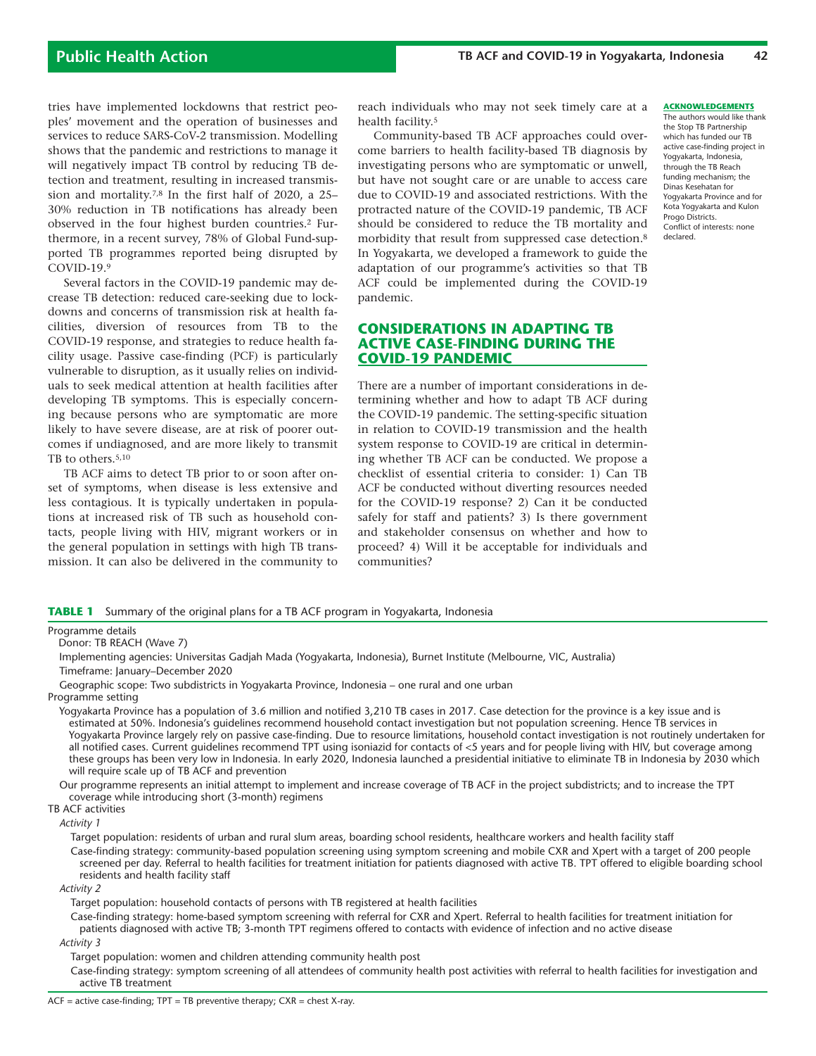tries have implemented lockdowns that restrict peoples' movement and the operation of businesses and services to reduce SARS-CoV-2 transmission. Modelling shows that the pandemic and restrictions to manage it will negatively impact TB control by reducing TB detection and treatment, resulting in increased transmission and mortality.[7,8] In the first half of 2020, a 25–30% reduction in TB notifications has already been observed in the four highest burden countries.[2] Furthermore, in a recent survey, 78% of Global Fund-supported TB programmes reported being disrupted by COVID-19.[9]

Several factors in the COVID-19 pandemic may decrease TB detection: reduced care-seeking due to lockdowns and concerns of transmission risk at health facilities, diversion of resources from TB to the COVID-19 response, and strategies to reduce health facility usage. Passive case-finding (PCF) is particularly vulnerable to disruption, as it usually relies on individuals to seek medical attention at health facilities after developing TB symptoms. This is especially concerning because persons who are symptomatic are more likely to have severe disease, are at risk of poorer outcomes if undiagnosed, and are more likely to transmit TB to others.[5,10]

TB ACF aims to detect TB prior to or soon after onset of symptoms, when disease is less extensive and less contagious. It is typically undertaken in populations at increased risk of TB such as household contacts, people living with HIV, migrant workers or in the general population in settings with high TB transmission. It can also be delivered in the community to reach individuals who may not seek timely care at a health facility.[5]

Community-based TB ACF approaches could overcome barriers to health facility-based TB diagnosis by investigating persons who are symptomatic or unwell, but have not sought care or are unable to access care due to COVID-19 and associated restrictions. With the protracted nature of the COVID-19 pandemic, TB ACF should be considered to reduce the TB mortality and morbidity that result from suppressed case detection.[8] In Yogyakarta, we developed a framework to guide the adaptation of our programme's activities so that TB ACF could be implemented during the COVID-19 pandemic.

## CONSIDERATIONS IN ADAPTING TB ACTIVE CASE-FINDING DURING THE COVID-19 PANDEMIC

There are a number of important considerations in determining whether and how to adapt TB ACF during the COVID-19 pandemic. The setting-specific situation in relation to COVID-19 transmission and the health system response to COVID-19 are critical in determining whether TB ACF can be conducted. We propose a checklist of essential criteria to consider: 1) Can TB ACF be conducted without diverting resources needed for the COVID-19 response? 2) Can it be conducted safely for staff and patients? 3) Is there government and stakeholder consensus on whether and how to proceed? 4) Will it be acceptable for individuals and communities?

**ACKNOWLEDGEMENTS**

The authors would like thank the Stop TB Partnership which has funded our TB active case-finding project in Yogyakarta, Indonesia, through the TB Reach funding mechanism; the Dinas Kesehatan for Yogyakarta Province and for Kota Yogyakarta and Kulon Progo Districts.

Conflict of interests: none declared.

**TABLE 1** Summary of the original plans for a TB ACF program in Yogyakarta, Indonesia

Programme details

- Donor: TB REACH (Wave 7)
- Implementing agencies: Universitas Gadjah Mada (Yogyakarta, Indonesia), Burnet Institute (Melbourne, VIC, Australia)
- Timeframe: January–December 2020
- Geographic scope: Two subdistricts in Yogyakarta Province, Indonesia – one rural and one urban

Programme setting

- Yogyakarta Province has a population of 3.6 million and notified 3,210 TB cases in 2017. Case detection for the province is a key issue and is estimated at 50%. Indonesia's guidelines recommend household contact investigation but not population screening. Hence TB services in Yogyakarta Province largely rely on passive case-finding. Due to resource limitations, household contact investigation is not routinely undertaken for all notified cases. Current guidelines recommend TPT using isoniazid for contacts of <5 years and for people living with HIV, but coverage among these groups has been very low in Indonesia. In early 2020, Indonesia launched a presidential initiative to eliminate TB in Indonesia by 2030 which will require scale up of TB ACF and prevention
- Our programme represents an initial attempt to implement and increase coverage of TB ACF in the project subdistricts; and to increase the TPT coverage while introducing short (3-month) regimens

TB ACF activities

*Activity 1*

- Target population: residents of urban and rural slum areas, boarding school residents, healthcare workers and health facility staff
- Case-finding strategy: community-based population screening using symptom screening and mobile CXR and Xpert with a target of 200 people screened per day. Referral to health facilities for treatment initiation for patients diagnosed with active TB. TPT offered to eligible boarding school residents and health facility staff

*Activity 2*

- Target population: household contacts of persons with TB registered at health facilities
- Case-finding strategy: home-based symptom screening with referral for CXR and Xpert. Referral to health facilities for treatment initiation for patients diagnosed with active TB; 3-month TPT regimens offered to contacts with evidence of infection and no active disease

*Activity 3*

- Target population: women and children attending community health post
- Case-finding strategy: symptom screening of all attendees of community health post activities with referral to health facilities for investigation and active TB treatment

ACF = active case-finding; TPT = TB preventive therapy; CXR = chest X-ray.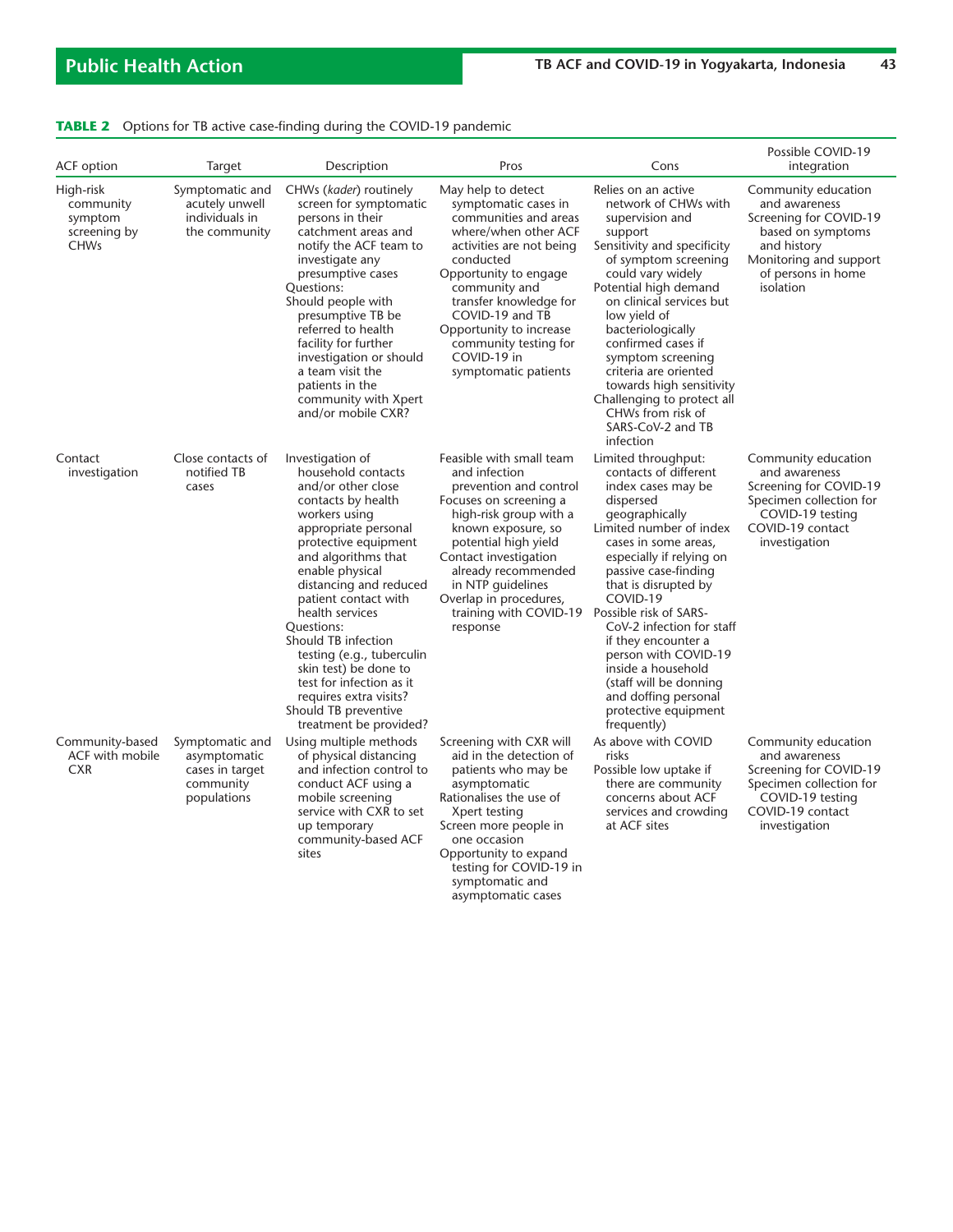**TABLE 2** Options for TB active case-finding during the COVID-19 pandemic

| ACF option | Target | Description | Pros | Cons | Possible COVID-19 integration |
|---|---|---|---|---|---|
| High-risk community symptom screening by CHWs | Symptomatic and acutely unwell individuals in the community | CHWs (*kader*) routinely screen for symptomatic persons in their catchment areas and notify the ACF team to investigate any presumptive cases<br>Questions:<br>Should people with presumptive TB be referred to health facility for further investigation or should a team visit the patients in the community with Xpert and/or mobile CXR? | May help to detect symptomatic cases in communities and areas where/when other ACF activities are not being conducted<br>Opportunity to engage community and transfer knowledge for COVID-19 and TB<br>Opportunity to increase community testing for COVID-19 in symptomatic patients | Relies on an active network of CHWs with supervision and support<br>Sensitivity and specificity of symptom screening could vary widely<br>Potential high demand on clinical services but low yield of bacteriologically confirmed cases if symptom screening criteria are oriented towards high sensitivity<br>Challenging to protect all CHWs from risk of SARS-CoV-2 and TB infection | Community education and awareness<br>Screening for COVID-19 based on symptoms and history<br>Monitoring and support of persons in home isolation |
| Contact investigation | Close contacts of notified TB cases | Investigation of household contacts and/or other close contacts by health workers using appropriate personal protective equipment and algorithms that enable physical distancing and reduced patient contact with health services<br>Questions:<br>Should TB infection testing (e.g., tuberculin skin test) be done to test for infection as it requires extra visits?<br>Should TB preventive treatment be provided? | Feasible with small team and infection prevention and control<br>Focuses on screening a high-risk group with a known exposure, so potential high yield<br>Contact investigation already recommended in NTP guidelines<br>Overlap in procedures, training with COVID-19 response | Limited throughput: contacts of different index cases may be dispersed geographically<br>Limited number of index cases in some areas, especially if relying on passive case-finding that is disrupted by COVID-19<br>Possible risk of SARS-CoV-2 infection for staff if they encounter a person with COVID-19 inside a household (staff will be donning and doffing personal protective equipment frequently) | Community education and awareness<br>Screening for COVID-19<br>Specimen collection for COVID-19 testing<br>COVID-19 contact investigation |
| Community-based ACF with mobile CXR | Symptomatic and asymptomatic cases in target community populations | Using multiple methods of physical distancing and infection control to conduct ACF using a mobile screening service with CXR to set up temporary community-based ACF sites | Screening with CXR will aid in the detection of patients who may be asymptomatic<br>Rationalises the use of Xpert testing<br>Screen more people in one occasion<br>Opportunity to expand testing for COVID-19 in symptomatic and asymptomatic cases | As above with COVID risks<br>Possible low uptake if there are community concerns about ACF services and crowding at ACF sites | Community education and awareness<br>Screening for COVID-19<br>Specimen collection for COVID-19 testing<br>COVID-19 contact investigation |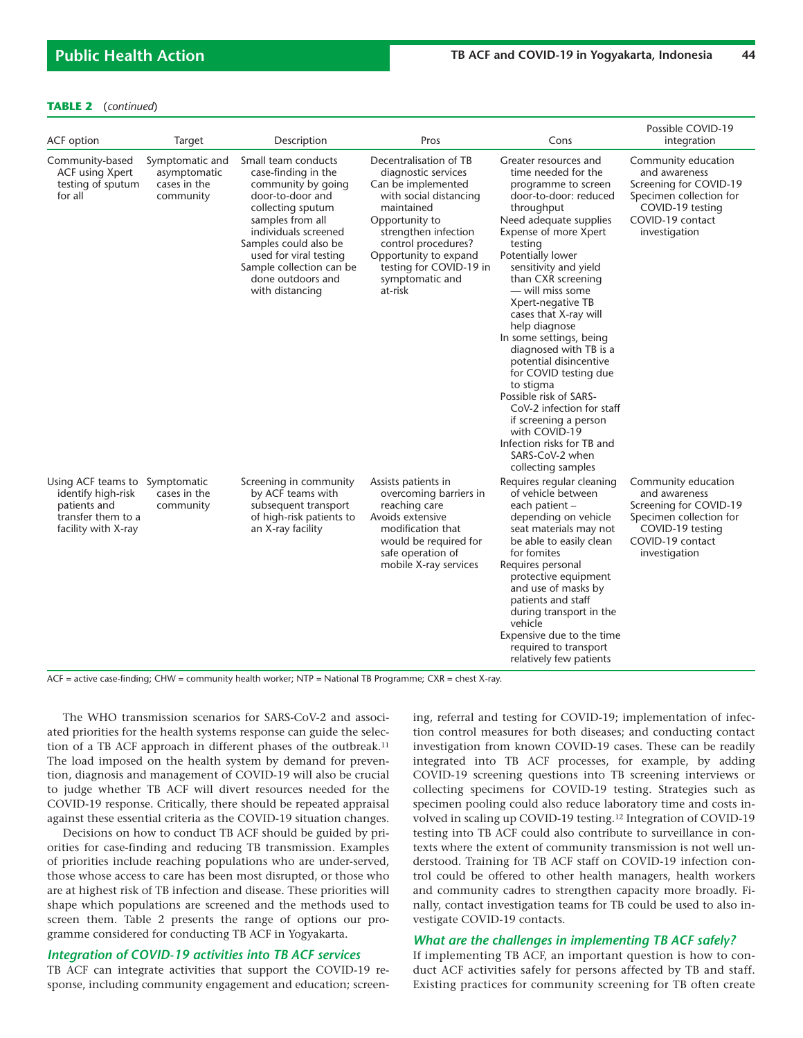**TABLE 2** (*continued*)

| ACF option | Target | Description | Pros | Cons | Possible COVID-19 integration |
|---|---|---|---|---|---|
| Community-based ACF using Xpert testing of sputum for all | Symptomatic and asymptomatic cases in the community | Small team conducts case-finding in the community by going door-to-door and collecting sputum samples from all individuals screened<br>Samples could also be used for viral testing<br>Sample collection can be done outdoors and with distancing | Decentralisation of TB diagnostic services<br>Can be implemented with social distancing maintained<br>Opportunity to strengthen infection control procedures?<br>Opportunity to expand testing for COVID-19 in symptomatic and at-risk | Greater resources and time needed for the programme to screen door-to-door: reduced throughput<br>Need adequate supplies<br>Expense of more Xpert testing<br>Potentially lower sensitivity and yield than CXR screening — will miss some Xpert-negative TB cases that X-ray will help diagnose<br>In some settings, being diagnosed with TB is a potential disincentive for COVID testing due to stigma<br>Possible risk of SARS-CoV-2 infection for staff if screening a person with COVID-19<br>Infection risks for TB and SARS-CoV-2 when collecting samples | Community education and awareness<br>Screening for COVID-19<br>Specimen collection for COVID-19 testing<br>COVID-19 contact investigation |
| Using ACF teams to identify high-risk patients and transfer them to a facility with X-ray | Symptomatic cases in the community | Screening in community by ACF teams with subsequent transport of high-risk patients to an X-ray facility | Assists patients in overcoming barriers in reaching care<br>Avoids extensive modification that would be required for safe operation of mobile X-ray services | Requires regular cleaning of vehicle between each patient – depending on vehicle seat materials may not be able to easily clean for fomites<br>Requires personal protective equipment and use of masks by patients and staff during transport in the vehicle<br>Expensive due to the time required to transport relatively few patients | Community education and awareness<br>Screening for COVID-19<br>Specimen collection for COVID-19 testing<br>COVID-19 contact investigation |

ACF = active case-finding; CHW = community health worker; NTP = National TB Programme; CXR = chest X-ray.

The WHO transmission scenarios for SARS-CoV-2 and associated priorities for the health systems response can guide the selection of a TB ACF approach in different phases of the outbreak.[11] The load imposed on the health system by demand for prevention, diagnosis and management of COVID-19 will also be crucial to judge whether TB ACF will divert resources needed for the COVID-19 response. Critically, there should be repeated appraisal against these essential criteria as the COVID-19 situation changes.

Decisions on how to conduct TB ACF should be guided by priorities for case-finding and reducing TB transmission. Examples of priorities include reaching populations who are under-served, those whose access to care has been most disrupted, or those who are at highest risk of TB infection and disease. These priorities will shape which populations are screened and the methods used to screen them. Table 2 presents the range of options our programme considered for conducting TB ACF in Yogyakarta.

### *Integration of COVID-19 activities into TB ACF services*

TB ACF can integrate activities that support the COVID-19 response, including community engagement and education; screening, referral and testing for COVID-19; implementation of infection control measures for both diseases; and conducting contact investigation from known COVID-19 cases. These can be readily integrated into TB ACF processes, for example, by adding COVID-19 screening questions into TB screening interviews or collecting specimens for COVID-19 testing. Strategies such as specimen pooling could also reduce laboratory time and costs involved in scaling up COVID-19 testing.[12] Integration of COVID-19 testing into TB ACF could also contribute to surveillance in contexts where the extent of community transmission is not well understood. Training for TB ACF staff on COVID-19 infection control could be offered to other health managers, health workers and community cadres to strengthen capacity more broadly. Finally, contact investigation teams for TB could be used to also investigate COVID-19 contacts.

### *What are the challenges in implementing TB ACF safely?*

If implementing TB ACF, an important question is how to conduct ACF activities safely for persons affected by TB and staff. Existing practices for community screening for TB often create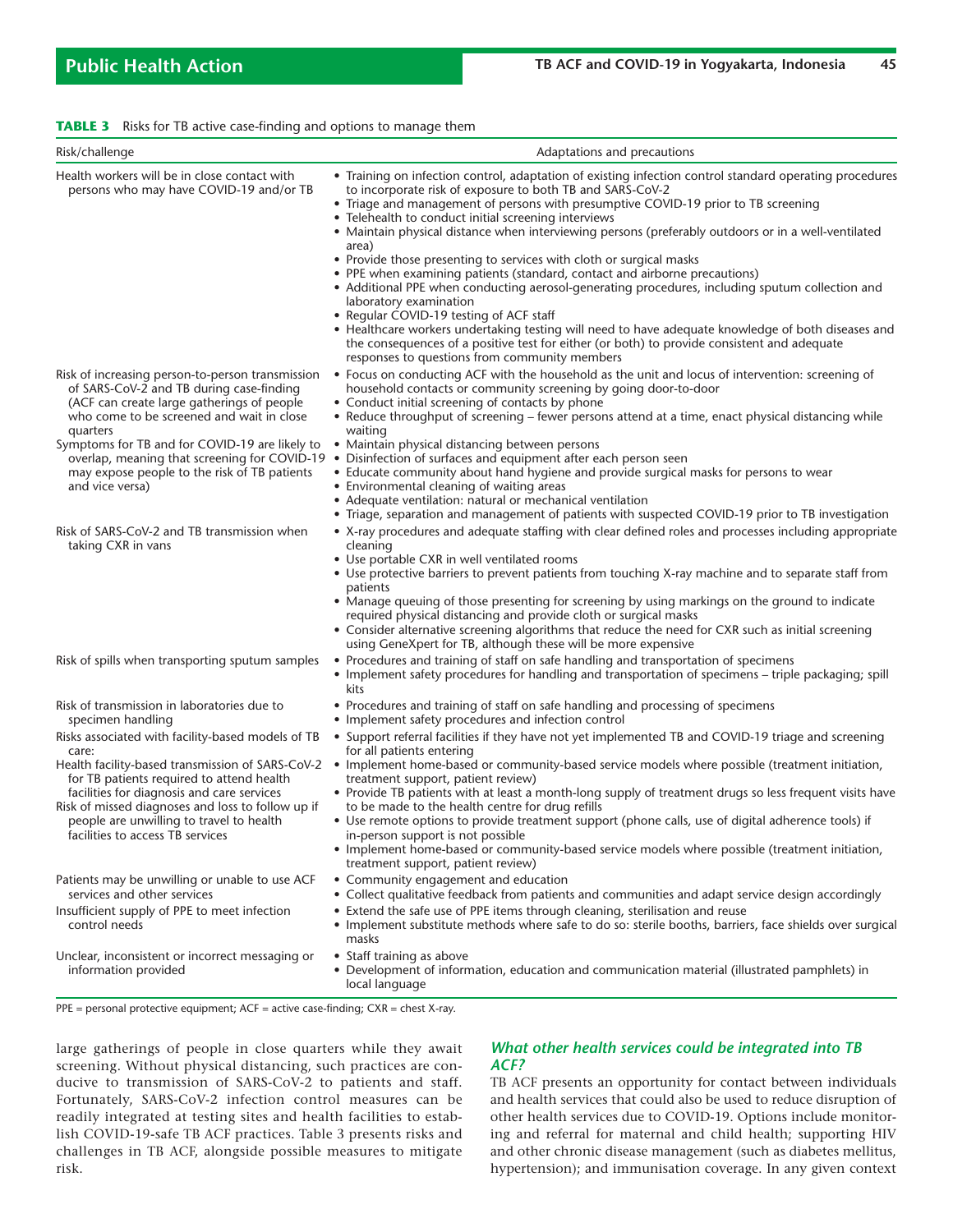**TABLE 3** Risks for TB active case-finding and options to manage them

| Risk/challenge | Adaptations and precautions |
|---|---|
| Health workers will be in close contact with persons who may have COVID-19 and/or TB | • Training on infection control, adaptation of existing infection control standard operating procedures to incorporate risk of exposure to both TB and SARS-CoV-2<br>• Triage and management of persons with presumptive COVID-19 prior to TB screening<br>• Telehealth to conduct initial screening interviews<br>• Maintain physical distance when interviewing persons (preferably outdoors or in a well-ventilated area)<br>• Provide those presenting to services with cloth or surgical masks<br>• PPE when examining patients (standard, contact and airborne precautions)<br>• Additional PPE when conducting aerosol-generating procedures, including sputum collection and laboratory examination<br>• Regular COVID-19 testing of ACF staff<br>• Healthcare workers undertaking testing will need to have adequate knowledge of both diseases and the consequences of a positive test for either (or both) to provide consistent and adequate responses to questions from community members |
| Risk of increasing person-to-person transmission of SARS-CoV-2 and TB during case-finding (ACF can create large gatherings of people who come to be screened and wait in close quarters<br>Symptoms for TB and for COVID-19 are likely to overlap, meaning that screening for COVID-19 may expose people to the risk of TB patients and vice versa) | • Focus on conducting ACF with the household as the unit and locus of intervention: screening of household contacts or community screening by going door-to-door<br>• Conduct initial screening of contacts by phone<br>• Reduce throughput of screening – fewer persons attend at a time, enact physical distancing while waiting<br>• Maintain physical distancing between persons<br>• Disinfection of surfaces and equipment after each person seen<br>• Educate community about hand hygiene and provide surgical masks for persons to wear<br>• Environmental cleaning of waiting areas<br>• Adequate ventilation: natural or mechanical ventilation<br>• Triage, separation and management of patients with suspected COVID-19 prior to TB investigation |
| Risk of SARS-CoV-2 and TB transmission when taking CXR in vans | • X-ray procedures and adequate staffing with clear defined roles and processes including appropriate cleaning<br>• Use portable CXR in well ventilated rooms<br>• Use protective barriers to prevent patients from touching X-ray machine and to separate staff from patients<br>• Manage queuing of those presenting for screening by using markings on the ground to indicate required physical distancing and provide cloth or surgical masks<br>• Consider alternative screening algorithms that reduce the need for CXR such as initial screening using GeneXpert for TB, although these will be more expensive |
| Risk of spills when transporting sputum samples | • Procedures and training of staff on safe handling and transportation of specimens<br>• Implement safety procedures for handling and transportation of specimens – triple packaging; spill kits |
| Risk of transmission in laboratories due to specimen handling | • Procedures and training of staff on safe handling and processing of specimens<br>• Implement safety procedures and infection control |
| Risks associated with facility-based models of TB care:<br>Health facility-based transmission of SARS-CoV-2 for TB patients required to attend health facilities for diagnosis and care services<br>Risk of missed diagnoses and loss to follow up if people are unwilling to travel to health facilities to access TB services | • Support referral facilities if they have not yet implemented TB and COVID-19 triage and screening for all patients entering<br>• Implement home-based or community-based service models where possible (treatment initiation, treatment support, patient review)<br>• Provide TB patients with at least a month-long supply of treatment drugs so less frequent visits have to be made to the health centre for drug refills<br>• Use remote options to provide treatment support (phone calls, use of digital adherence tools) if in-person support is not possible<br>• Implement home-based or community-based service models where possible (treatment initiation, treatment support, patient review) |
| Patients may be unwilling or unable to use ACF services and other services | • Community engagement and education<br>• Collect qualitative feedback from patients and communities and adapt service design accordingly |
| Insufficient supply of PPE to meet infection control needs | • Extend the safe use of PPE items through cleaning, sterilisation and reuse<br>• Implement substitute methods where safe to do so: sterile booths, barriers, face shields over surgical masks |
| Unclear, inconsistent or incorrect messaging or information provided | • Staff training as above<br>• Development of information, education and communication material (illustrated pamphlets) in local language |

PPE = personal protective equipment; ACF = active case-finding; CXR = chest X-ray.

large gatherings of people in close quarters while they await screening. Without physical distancing, such practices are conducive to transmission of SARS-CoV-2 to patients and staff. Fortunately, SARS-CoV-2 infection control measures can be readily integrated at testing sites and health facilities to establish COVID-19-safe TB ACF practices. Table 3 presents risks and challenges in TB ACF, alongside possible measures to mitigate risk.

### *What other health services could be integrated into TB ACF?*

TB ACF presents an opportunity for contact between individuals and health services that could also be used to reduce disruption of other health services due to COVID-19. Options include monitoring and referral for maternal and child health; supporting HIV and other chronic disease management (such as diabetes mellitus, hypertension); and immunisation coverage. In any given context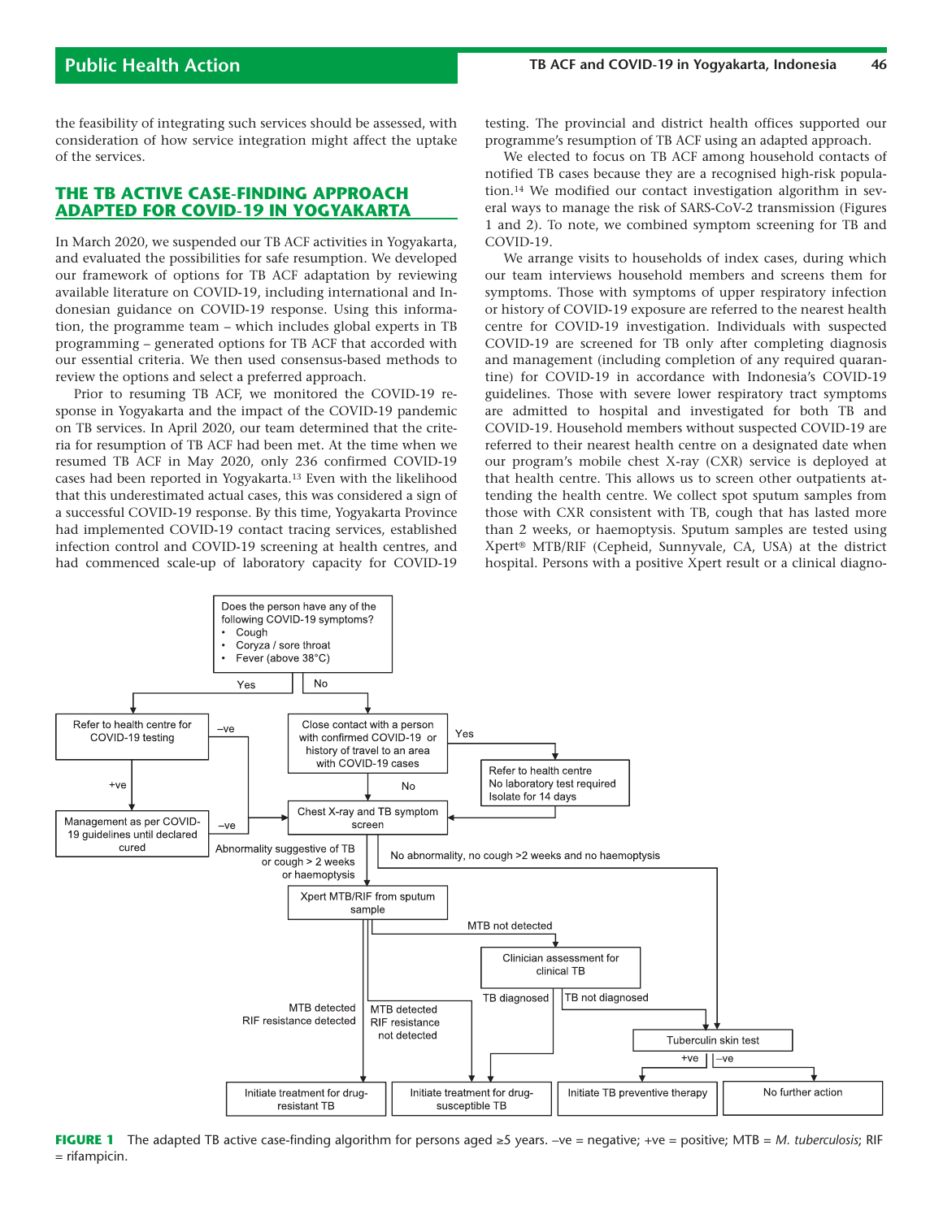the feasibility of integrating such services should be assessed, with consideration of how service integration might affect the uptake of the services.

## THE TB ACTIVE CASE-FINDING APPROACH ADAPTED FOR COVID-19 IN YOGYAKARTA

In March 2020, we suspended our TB ACF activities in Yogyakarta, and evaluated the possibilities for safe resumption. We developed our framework of options for TB ACF adaptation by reviewing available literature on COVID-19, including international and Indonesian guidance on COVID-19 response. Using this information, the programme team – which includes global experts in TB programming – generated options for TB ACF that accorded with our essential criteria. We then used consensus-based methods to review the options and select a preferred approach.

Prior to resuming TB ACF, we monitored the COVID-19 response in Yogyakarta and the impact of the COVID-19 pandemic on TB services. In April 2020, our team determined that the criteria for resumption of TB ACF had been met. At the time when we resumed TB ACF in May 2020, only 236 confirmed COVID-19 cases had been reported in Yogyakarta.[13] Even with the likelihood that this underestimated actual cases, this was considered a sign of a successful COVID-19 response. By this time, Yogyakarta Province had implemented COVID-19 contact tracing services, established infection control and COVID-19 screening at health centres, and had commenced scale-up of laboratory capacity for COVID-19 testing. The provincial and district health offices supported our programme's resumption of TB ACF using an adapted approach.

We elected to focus on TB ACF among household contacts of notified TB cases because they are a recognised high-risk population.[14] We modified our contact investigation algorithm in several ways to manage the risk of SARS-CoV-2 transmission (Figures 1 and 2). To note, we combined symptom screening for TB and COVID-19.

We arrange visits to households of index cases, during which our team interviews household members and screens them for symptoms. Those with symptoms of upper respiratory infection or history of COVID-19 exposure are referred to the nearest health centre for COVID-19 investigation. Individuals with suspected COVID-19 are screened for TB only after completing diagnosis and management (including completion of any required quarantine) for COVID-19 in accordance with Indonesia's COVID-19 guidelines. Those with severe lower respiratory tract symptoms are admitted to hospital and investigated for both TB and COVID-19. Household members without suspected COVID-19 are referred to their nearest health centre on a designated date when our program's mobile chest X-ray (CXR) service is deployed at that health centre. This allows us to screen other outpatients attending the health centre. We collect spot sputum samples from those with CXR consistent with TB, cough that has lasted more than 2 weeks, or haemoptysis. Sputum samples are tested using Xpert® MTB/RIF (Cepheid, Sunnyvale, CA, USA) at the district hospital. Persons with a positive Xpert result or a clinical diagno-

Does the person have any of the following COVID-19 symptoms?
- Cough
- Coryza / sore throat
- Fever (above 38°C)

Yes → Refer to health centre for COVID-19 testing
- +ve → Management as per COVID-19 guidelines until declared cured → –ve → Chest X-ray and TB symptom screen
- –ve → Chest X-ray and TB symptom screen

No → Close contact with a person with confirmed COVID-19 or history of travel to an area with COVID-19 cases
- Yes → Refer to health centre; No laboratory test required; Isolate for 14 days → Chest X-ray and TB symptom screen
- No → Chest X-ray and TB symptom screen

Chest X-ray and TB symptom screen
- Abnormality suggestive of TB or cough > 2 weeks or haemoptysis → Xpert MTB/RIF from sputum sample
  - MTB detected, RIF resistance detected → Initiate treatment for drug-resistant TB
  - MTB detected, RIF resistance not detected → Initiate treatment for drug-susceptible TB
  - MTB not detected → Clinician assessment for clinical TB
    - TB diagnosed → Initiate treatment for drug-susceptible TB
    - TB not diagnosed → Tuberculin skin test
- No abnormality, no cough >2 weeks and no haemoptysis → Tuberculin skin test
  - +ve → Initiate TB preventive therapy
  - –ve → No further action

**FIGURE 1** The adapted TB active case-finding algorithm for persons aged ≥5 years. –ve = negative; +ve = positive; MTB = *M. tuberculosis*; RIF = rifampicin.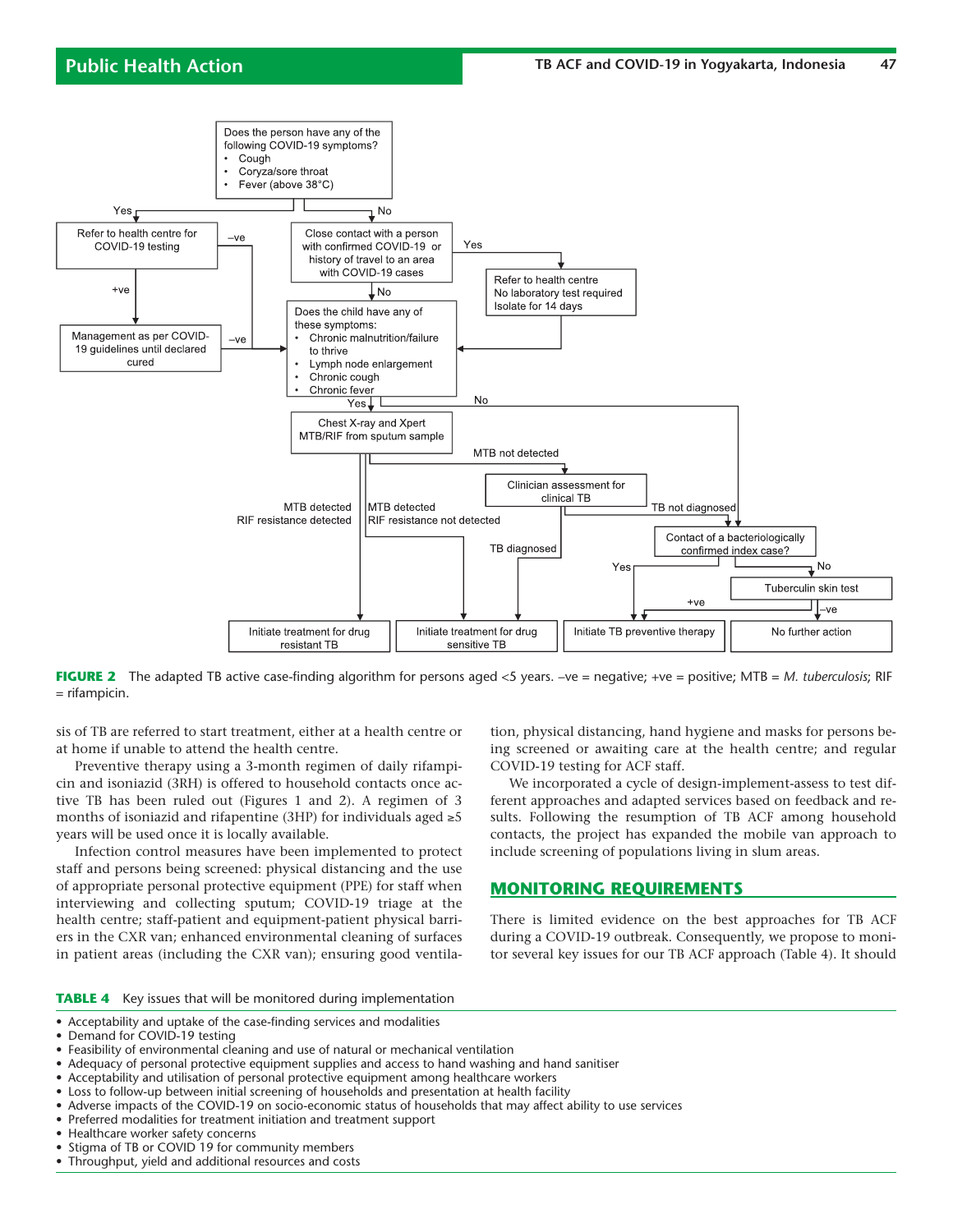**FIGURE 2** The adapted TB active case-finding algorithm for persons aged <5 years. –ve = negative; +ve = positive; MTB = *M. tuberculosis*; RIF = rifampicin.

sis of TB are referred to start treatment, either at a health centre or at home if unable to attend the health centre.

Preventive therapy using a 3-month regimen of daily rifampicin and isoniazid (3RH) is offered to household contacts once active TB has been ruled out (Figures 1 and 2). A regimen of 3 months of isoniazid and rifapentine (3HP) for individuals aged ≥5 years will be used once it is locally available.

Infection control measures have been implemented to protect staff and persons being screened: physical distancing and the use of appropriate personal protective equipment (PPE) for staff when interviewing and collecting sputum; COVID-19 triage at the health centre; staff-patient and equipment-patient physical barriers in the CXR van; enhanced environmental cleaning of surfaces in patient areas (including the CXR van); ensuring good ventilation, physical distancing, hand hygiene and masks for persons being screened or awaiting care at the health centre; and regular COVID-19 testing for ACF staff.

We incorporated a cycle of design-implement-assess to test different approaches and adapted services based on feedback and results. Following the resumption of TB ACF among household contacts, the project has expanded the mobile van approach to include screening of populations living in slum areas.

## MONITORING REQUIREMENTS

There is limited evidence on the best approaches for TB ACF during a COVID-19 outbreak. Consequently, we propose to monitor several key issues for our TB ACF approach (Table 4). It should

**TABLE 4** Key issues that will be monitored during implementation

- Acceptability and uptake of the case-finding services and modalities
- Demand for COVID-19 testing
- Feasibility of environmental cleaning and use of natural or mechanical ventilation
- Adequacy of personal protective equipment supplies and access to hand washing and hand sanitiser
- Acceptability and utilisation of personal protective equipment among healthcare workers
- Loss to follow-up between initial screening of households and presentation at health facility
- Adverse impacts of the COVID-19 on socio-economic status of households that may affect ability to use services
- Preferred modalities for treatment initiation and treatment support
- Healthcare worker safety concerns
- Stigma of TB or COVID 19 for community members
- Throughput, yield and additional resources and costs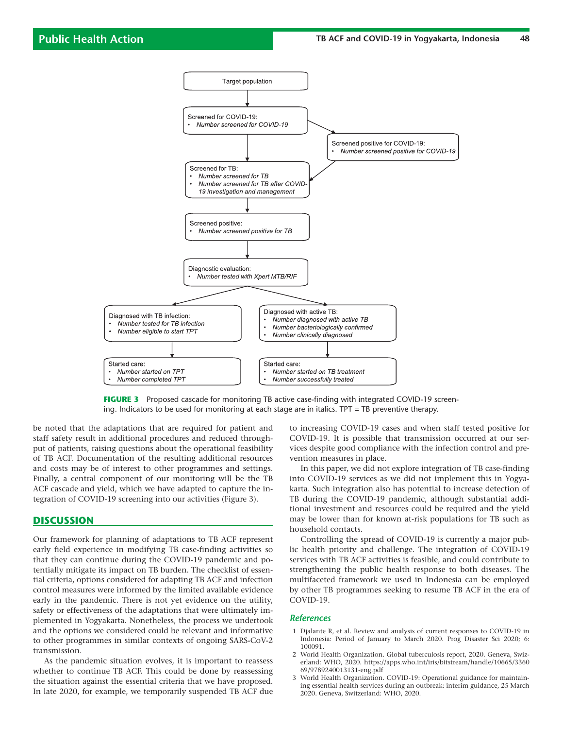Target population

Screened for COVID-19:
- *Number screened for COVID-19*

Screened positive for COVID-19:
- *Number screened positive for COVID-19*

Screened for TB:
- *Number screened for TB*
- *Number screened for TB after COVID-19 investigation and management*

Screened positive:
- *Number screened positive for TB*

Diagnostic evaluation:
- *Number tested with Xpert MTB/RIF*

Diagnosed with TB infection:
- *Number tested for TB infection*
- *Number eligible to start TPT*

Diagnosed with active TB:
- *Number diagnosed with active TB*
- *Number bacteriologically confirmed*
- *Number clinically diagnosed*

Started care:
- *Number started on TPT*
- *Number completed TPT*

Started care:
- *Number started on TB treatment*
- *Number successfully treated*

**FIGURE 3** Proposed cascade for monitoring TB active case-finding with integrated COVID-19 screening. Indicators to be used for monitoring at each stage are in italics. TPT = TB preventive therapy.

be noted that the adaptations that are required for patient and staff safety result in additional procedures and reduced throughput of patients, raising questions about the operational feasibility of TB ACF. Documentation of the resulting additional resources and costs may be of interest to other programmes and settings. Finally, a central component of our monitoring will be the TB ACF cascade and yield, which we have adapted to capture the integration of COVID-19 screening into our activities (Figure 3).

## DISCUSSION

Our framework for planning of adaptations to TB ACF represent early field experience in modifying TB case-finding activities so that they can continue during the COVID-19 pandemic and potentially mitigate its impact on TB burden. The checklist of essential criteria, options considered for adapting TB ACF and infection control measures were informed by the limited available evidence early in the pandemic. There is not yet evidence on the utility, safety or effectiveness of the adaptations that were ultimately implemented in Yogyakarta. Nonetheless, the process we undertook and the options we considered could be relevant and informative to other programmes in similar contexts of ongoing SARS-CoV-2 transmission.

As the pandemic situation evolves, it is important to reassess whether to continue TB ACF. This could be done by reassessing the situation against the essential criteria that we have proposed. In late 2020, for example, we temporarily suspended TB ACF due to increasing COVID-19 cases and when staff tested positive for COVID-19. It is possible that transmission occurred at our services despite good compliance with the infection control and prevention measures in place.

In this paper, we did not explore integration of TB case-finding into COVID-19 services as we did not implement this in Yogyakarta. Such integration also has potential to increase detection of TB during the COVID-19 pandemic, although substantial additional investment and resources could be required and the yield may be lower than for known at-risk populations for TB such as household contacts.

Controlling the spread of COVID-19 is currently a major public health priority and challenge. The integration of COVID-19 services with TB ACF activities is feasible, and could contribute to strengthening the public health response to both diseases. The multifaceted framework we used in Indonesia can be employed by other TB programmes seeking to resume TB ACF in the era of COVID-19.

### References

1 Djalante R, et al. Review and analysis of current responses to COVID-19 in Indonesia: Period of January to March 2020. Prog Disaster Sci 2020; 6: 100091.
2 World Health Organization. Global tuberculosis report, 2020. Geneva, Switzerland: WHO, 2020. https://apps.who.int/iris/bitstream/handle/10665/336069/9789240013131-eng.pdf
3 World Health Organization. COVID-19: Operational guidance for maintaining essential health services during an outbreak: interim guidance, 25 March 2020. Geneva, Switzerland: WHO, 2020.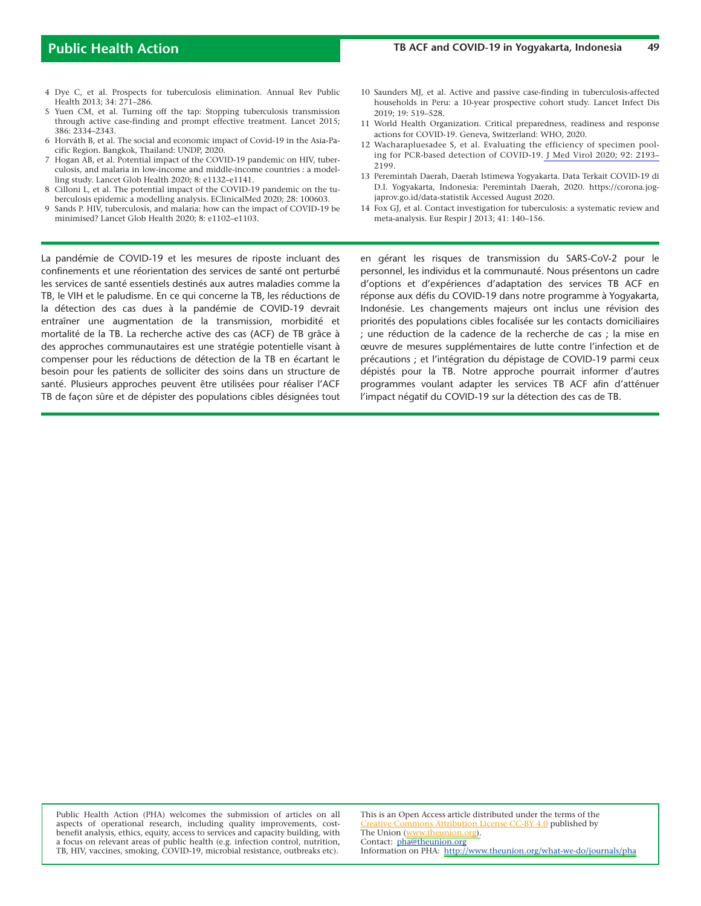4 Dye C, et al. Prospects for tuberculosis elimination. Annual Rev Public Health 2013; 34: 271–286.
5 Yuen CM, et al. Turning off the tap: Stopping tuberculosis transmission through active case-finding and prompt effective treatment. Lancet 2015; 386: 2334–2343.
6 Horváth B, et al. The social and economic impact of Covid-19 in the Asia-Pacific Region. Bangkok, Thailand: UNDP, 2020.
7 Hogan AB, et al. Potential impact of the COVID-19 pandemic on HIV, tuberculosis, and malaria in low-income and middle-income countries : a modelling study. Lancet Glob Health 2020; 8: e1132–e1141.
8 Cilloni L, et al. The potential impact of the COVID-19 pandemic on the tuberculosis epidemic a modelling analysis. EClinicalMed 2020; 28: 100603.
9 Sands P. HIV, tuberculosis, and malaria: how can the impact of COVID-19 be minimised? Lancet Glob Health 2020; 8: e1102–e1103.
10 Saunders MJ, et al. Active and passive case-finding in tuberculosis-affected households in Peru: a 10-year prospective cohort study. Lancet Infect Dis 2019; 19: 519–528.
11 World Health Organization. Critical preparedness, readiness and response actions for COVID-19. Geneva, Switzerland: WHO, 2020.
12 Wacharapluesadee S, et al. Evaluating the efficiency of specimen pooling for PCR-based detection of COVID-19. J Med Virol 2020; 92: 2193–2199.
13 Peremintah Daerah, Daerah Istimewa Yogyakarta. Data Terkait COVID-19 di D.I. Yogyakarta, Indonesia: Peremintah Daerah, 2020. https://corona.jogjaprov.go.id/data-statistik Accessed August 2020.
14 Fox GJ, et al. Contact investigation for tuberculosis: a systematic review and meta-analysis. Eur Respir J 2013; 41: 140–156.

La pandémie de COVID-19 et les mesures de riposte incluant des confinements et une réorientation des services de santé ont perturbé les services de santé essentiels destinés aux autres maladies comme la TB, le VIH et le paludisme. En ce qui concerne la TB, les réductions de la détection des cas dues à la pandémie de COVID-19 devrait entraîner une augmentation de la transmission, morbidité et mortalité de la TB. La recherche active des cas (ACF) de TB grâce à des approches communautaires est une stratégie potentielle visant à compenser pour les réductions de détection de la TB en écartant le besoin pour les patients de solliciter des soins dans un structure de santé. Plusieurs approches peuvent être utilisées pour réaliser l'ACF TB de façon sûre et de dépister des populations cibles désignées tout en gérant les risques de transmission du SARS-CoV-2 pour le personnel, les individus et la communauté. Nous présentons un cadre d'options et d'expériences d'adaptation des services TB ACF en réponse aux défis du COVID-19 dans notre programme à Yogyakarta, Indonésie. Les changements majeurs ont inclus une révision des priorités des populations cibles focalisée sur les contacts domiciliaires ; une réduction de la cadence de la recherche de cas ; la mise en œuvre de mesures supplémentaires de lutte contre l'infection et de précautions ; et l'intégration du dépistage de COVID-19 parmi ceux dépistés pour la TB. Notre approche pourrait informer d'autres programmes voulant adapter les services TB ACF afin d'atténuer l'impact négatif du COVID-19 sur la détection des cas de TB.

Public Health Action (PHA) welcomes the submission of articles on all aspects of operational research, including quality improvements, cost-benefit analysis, ethics, equity, access to services and capacity building, with a focus on relevant areas of public health (e.g. infection control, nutrition, TB, HIV, vaccines, smoking, COVID-19, microbial resistance, outbreaks etc).

This is an Open Access article distributed under the terms of the Creative Commons Attribution License CC-BY 4.0 published by The Union (www.theunion.org).
Contact: pha@theunion.org
Information on PHA: http://www.theunion.org/what-we-do/journals/pha